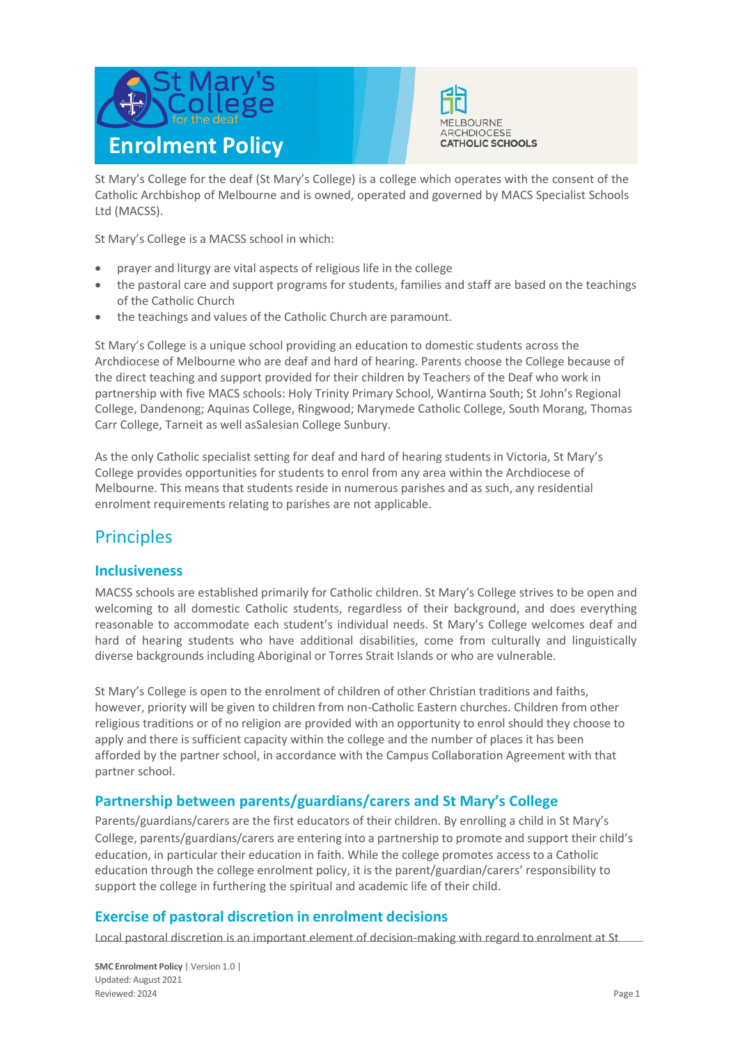# Enrolment Policy

St Mary's College for the deaf (St Mary's College) is a college which operates with the consent of the Catholic Archbishop of Melbourne and is owned, operated and governed by MACS Specialist Schools Ltd (MACSS).

St Mary's College is a MACSS school in which:

- prayer and liturgy are vital aspects of religious life in the college
- the pastoral care and support programs for students, families and staff are based on the teachings of the Catholic Church
- the teachings and values of the Catholic Church are paramount.

St Mary's College is a unique school providing an education to domestic students across the Archdiocese of Melbourne who are deaf and hard of hearing. Parents choose the College because of the direct teaching and support provided for their children by Teachers of the Deaf who work in partnership with five MACS schools: Holy Trinity Primary School, Wantirna South; St John's Regional College, Dandenong; Aquinas College, Ringwood; Marymede Catholic College, South Morang, Thomas Carr College, Tarneit as well asSalesian College Sunbury.

As the only Catholic specialist setting for deaf and hard of hearing students in Victoria, St Mary's College provides opportunities for students to enrol from any area within the Archdiocese of Melbourne. This means that students reside in numerous parishes and as such, any residential enrolment requirements relating to parishes are not applicable.

## Principles

### Inclusiveness

MACSS schools are established primarily for Catholic children. St Mary's College strives to be open and welcoming to all domestic Catholic students, regardless of their background, and does everything reasonable to accommodate each student's individual needs. St Mary's College welcomes deaf and hard of hearing students who have additional disabilities, come from culturally and linguistically diverse backgrounds including Aboriginal or Torres Strait Islands or who are vulnerable.

St Mary's College is open to the enrolment of children of other Christian traditions and faiths, however, priority will be given to children from non-Catholic Eastern churches. Children from other religious traditions or of no religion are provided with an opportunity to enrol should they choose to apply and there is sufficient capacity within the college and the number of places it has been afforded by the partner school, in accordance with the Campus Collaboration Agreement with that partner school.

### Partnership between parents/guardians/carers and St Mary's College

Parents/guardians/carers are the first educators of their children. By enrolling a child in St Mary's College, parents/guardians/carers are entering into a partnership to promote and support their child's education, in particular their education in faith. While the college promotes access to a Catholic education through the college enrolment policy, it is the parent/guardian/carers' responsibility to support the college in furthering the spiritual and academic life of their child.

### Exercise of pastoral discretion in enrolment decisions

Local pastoral discretion is an important element of decision-making with regard to enrolment at St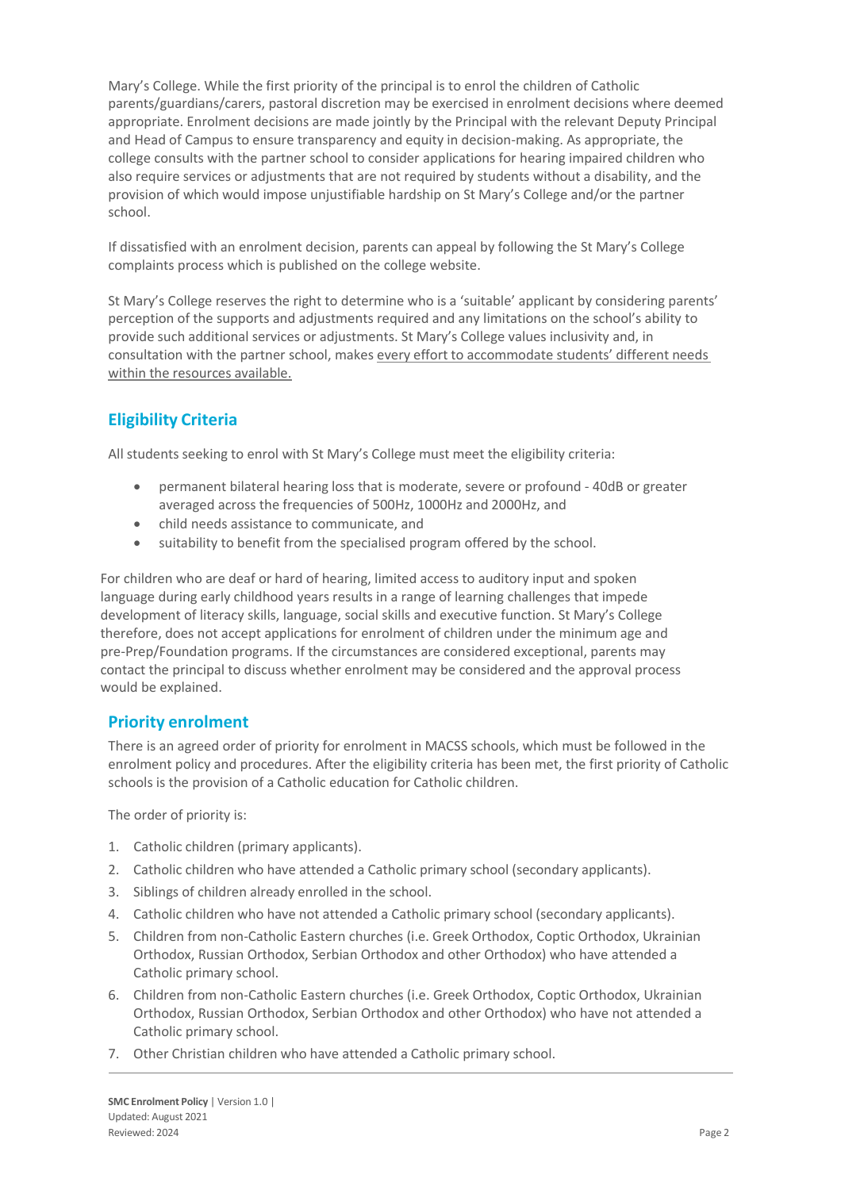Mary's College. While the first priority of the principal is to enrol the children of Catholic parents/guardians/carers, pastoral discretion may be exercised in enrolment decisions where deemed appropriate. Enrolment decisions are made jointly by the Principal with the relevant Deputy Principal and Head of Campus to ensure transparency and equity in decision-making. As appropriate, the college consults with the partner school to consider applications for hearing impaired children who also require services or adjustments that are not required by students without a disability, and the provision of which would impose unjustifiable hardship on St Mary's College and/or the partner school.

If dissatisfied with an enrolment decision, parents can appeal by following the St Mary's College complaints process which is published on the college website.

St Mary's College reserves the right to determine who is a 'suitable' applicant by considering parents' perception of the supports and adjustments required and any limitations on the school's ability to provide such additional services or adjustments. St Mary's College values inclusivity and, in consultation with the partner school, makes every effort to accommodate students' different needs within the resources available.

## Eligibility Criteria

All students seeking to enrol with St Mary's College must meet the eligibility criteria:

- permanent bilateral hearing loss that is moderate, severe or profound - 40dB or greater averaged across the frequencies of 500Hz, 1000Hz and 2000Hz, and
- child needs assistance to communicate, and
- suitability to benefit from the specialised program offered by the school.

For children who are deaf or hard of hearing, limited access to auditory input and spoken language during early childhood years results in a range of learning challenges that impede development of literacy skills, language, social skills and executive function. St Mary's College therefore, does not accept applications for enrolment of children under the minimum age and pre-Prep/Foundation programs. If the circumstances are considered exceptional, parents may contact the principal to discuss whether enrolment may be considered and the approval process would be explained.

## Priority enrolment

There is an agreed order of priority for enrolment in MACSS schools, which must be followed in the enrolment policy and procedures. After the eligibility criteria has been met, the first priority of Catholic schools is the provision of a Catholic education for Catholic children.

The order of priority is:

1. Catholic children (primary applicants).
2. Catholic children who have attended a Catholic primary school (secondary applicants).
3. Siblings of children already enrolled in the school.
4. Catholic children who have not attended a Catholic primary school (secondary applicants).
5. Children from non-Catholic Eastern churches (i.e. Greek Orthodox, Coptic Orthodox, Ukrainian Orthodox, Russian Orthodox, Serbian Orthodox and other Orthodox) who have attended a Catholic primary school.
6. Children from non-Catholic Eastern churches (i.e. Greek Orthodox, Coptic Orthodox, Ukrainian Orthodox, Russian Orthodox, Serbian Orthodox and other Orthodox) who have not attended a Catholic primary school.
7. Other Christian children who have attended a Catholic primary school.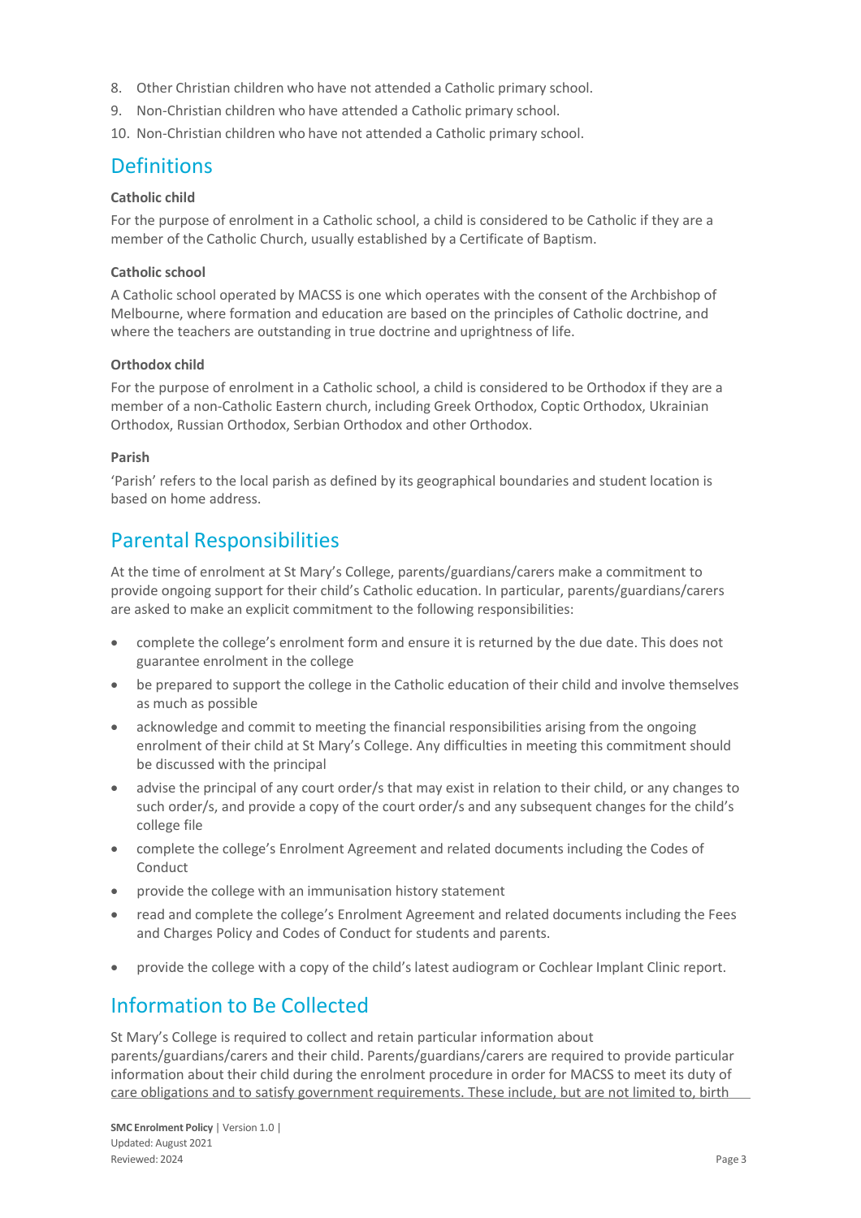8. Other Christian children who have not attended a Catholic primary school.
9. Non-Christian children who have attended a Catholic primary school.
10. Non-Christian children who have not attended a Catholic primary school.

## Definitions

**Catholic child**

For the purpose of enrolment in a Catholic school, a child is considered to be Catholic if they are a member of the Catholic Church, usually established by a Certificate of Baptism.

**Catholic school**

A Catholic school operated by MACSS is one which operates with the consent of the Archbishop of Melbourne, where formation and education are based on the principles of Catholic doctrine, and where the teachers are outstanding in true doctrine and uprightness of life.

**Orthodox child**

For the purpose of enrolment in a Catholic school, a child is considered to be Orthodox if they are a member of a non-Catholic Eastern church, including Greek Orthodox, Coptic Orthodox, Ukrainian Orthodox, Russian Orthodox, Serbian Orthodox and other Orthodox.

**Parish**

'Parish' refers to the local parish as defined by its geographical boundaries and student location is based on home address.

## Parental Responsibilities

At the time of enrolment at St Mary's College, parents/guardians/carers make a commitment to provide ongoing support for their child's Catholic education. In particular, parents/guardians/carers are asked to make an explicit commitment to the following responsibilities:

- complete the college's enrolment form and ensure it is returned by the due date. This does not guarantee enrolment in the college
- be prepared to support the college in the Catholic education of their child and involve themselves as much as possible
- acknowledge and commit to meeting the financial responsibilities arising from the ongoing enrolment of their child at St Mary's College. Any difficulties in meeting this commitment should be discussed with the principal
- advise the principal of any court order/s that may exist in relation to their child, or any changes to such order/s, and provide a copy of the court order/s and any subsequent changes for the child's college file
- complete the college's Enrolment Agreement and related documents including the Codes of Conduct
- provide the college with an immunisation history statement
- read and complete the college's Enrolment Agreement and related documents including the Fees and Charges Policy and Codes of Conduct for students and parents.
- provide the college with a copy of the child's latest audiogram or Cochlear Implant Clinic report.

## Information to Be Collected

St Mary's College is required to collect and retain particular information about parents/guardians/carers and their child. Parents/guardians/carers are required to provide particular information about their child during the enrolment procedure in order for MACSS to meet its duty of care obligations and to satisfy government requirements. These include, but are not limited to, birth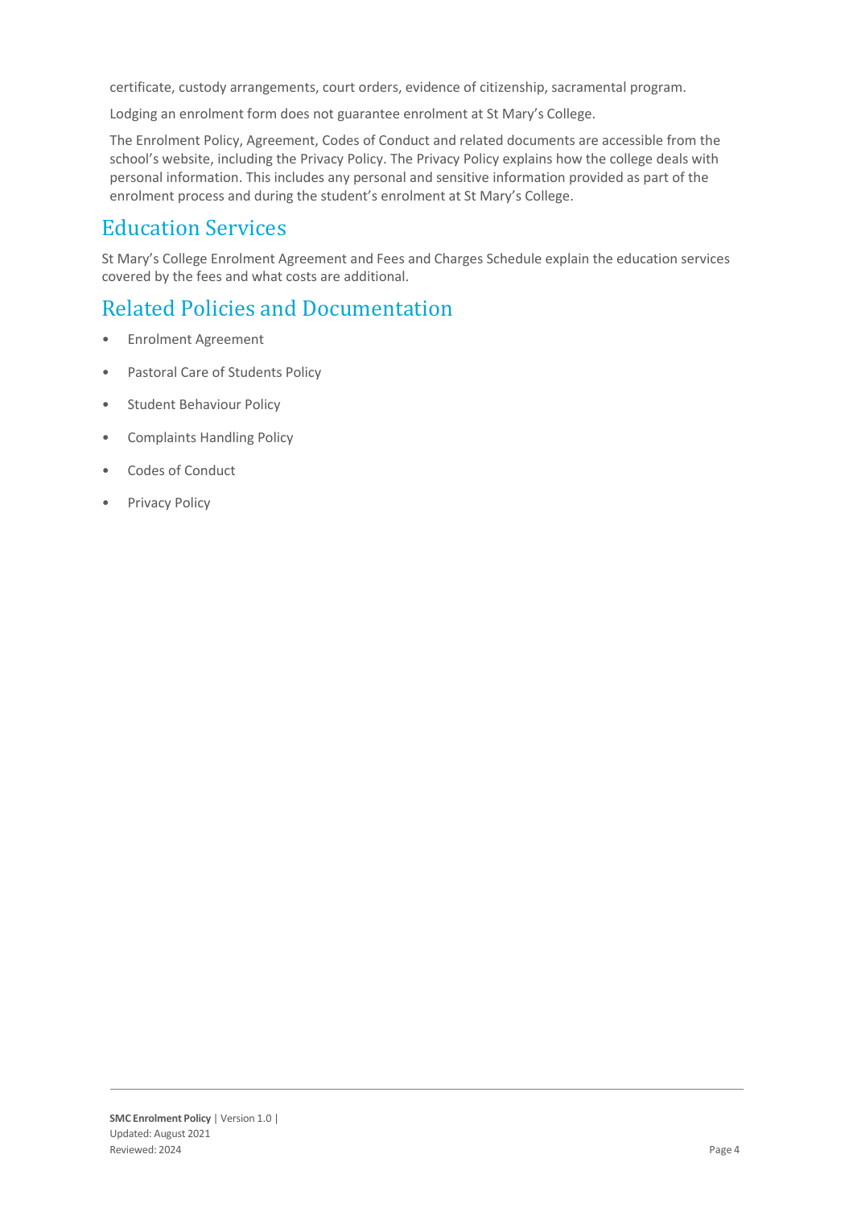certificate, custody arrangements, court orders, evidence of citizenship, sacramental program.

Lodging an enrolment form does not guarantee enrolment at St Mary's College.

The Enrolment Policy, Agreement, Codes of Conduct and related documents are accessible from the school's website, including the Privacy Policy. The Privacy Policy explains how the college deals with personal information. This includes any personal and sensitive information provided as part of the enrolment process and during the student's enrolment at St Mary's College.

## Education Services

St Mary's College Enrolment Agreement and Fees and Charges Schedule explain the education services covered by the fees and what costs are additional.

## Related Policies and Documentation

- Enrolment Agreement
- Pastoral Care of Students Policy
- Student Behaviour Policy
- Complaints Handling Policy
- Codes of Conduct
- Privacy Policy